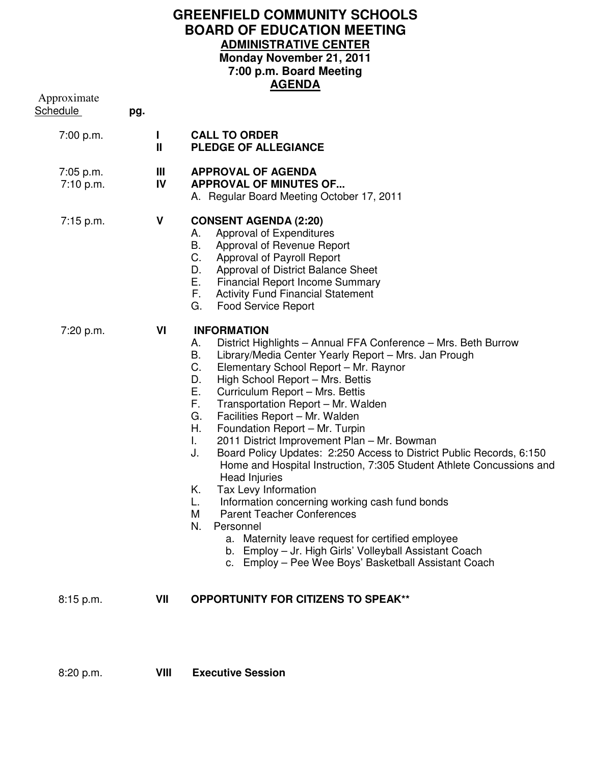# GREENFIELD COMMUNITY SCHOOLS
# BOARD OF EDUCATION MEETING
## ADMINISTRATIVE CENTER
### Monday November 21, 2011
### 7:00 p.m. Board Meeting
### AGENDA

| Approximate Schedule | pg. | | |
|---|---|---|---|
| 7:00 p.m. | | I | **CALL TO ORDER** |
| | | II | **PLEDGE OF ALLEGIANCE** |
| 7:05 p.m. | | III | **APPROVAL OF AGENDA** |
| 7:10 p.m. | | IV | **APPROVAL OF MINUTES OF...** |
| 7:15 p.m. | | V | **CONSENT AGENDA (2:20)** |
| 7:20 p.m. | | VI | **INFORMATION** |
| 8:15 p.m. | | VII | **OPPORTUNITY FOR CITIZENS TO SPEAK\*\*** |
| 8:20 p.m. | | VIII | **Executive Session** |

7:00 p.m. **I CALL TO ORDER**

**II PLEDGE OF ALLEGIANCE**

7:05 p.m. **III APPROVAL OF AGENDA**

7:10 p.m. **IV APPROVAL OF MINUTES OF...**

A. Regular Board Meeting October 17, 2011

7:15 p.m. **V CONSENT AGENDA (2:20)**

A. Approval of Expenditures
B. Approval of Revenue Report
C. Approval of Payroll Report
D. Approval of District Balance Sheet
E. Financial Report Income Summary
F. Activity Fund Financial Statement
G. Food Service Report

7:20 p.m. **VI INFORMATION**

A. District Highlights – Annual FFA Conference – Mrs. Beth Burrow
B. Library/Media Center Yearly Report – Mrs. Jan Prough
C. Elementary School Report – Mr. Raynor
D. High School Report – Mrs. Bettis
E. Curriculum Report – Mrs. Bettis
F. Transportation Report – Mr. Walden
G. Facilities Report – Mr. Walden
H. Foundation Report – Mr. Turpin
I. 2011 District Improvement Plan – Mr. Bowman
J. Board Policy Updates: 2:250 Access to District Public Records, 6:150 Home and Hospital Instruction, 7:305 Student Athlete Concussions and Head Injuries
K. Tax Levy Information
L. Information concerning working cash fund bonds
M Parent Teacher Conferences
N. Personnel
   a. Maternity leave request for certified employee
   b. Employ – Jr. High Girls' Volleyball Assistant Coach
   c. Employ – Pee Wee Boys' Basketball Assistant Coach

8:15 p.m. **VII OPPORTUNITY FOR CITIZENS TO SPEAK\*\***

8:20 p.m. **VIII Executive Session**

# GREENFIELD COMMUNITY SCHOOLS
# BOARD OF EDUCATION MEETING
## ADMINISTRATIVE CENTER
### Monday November 21, 2011
### 7:00 p.m. Board Meeting
### AGENDA

Approximate Schedule pg.

7:00 p.m. **I CALL TO ORDER**

**II PLEDGE OF ALLEGIANCE**

7:05 p.m. **III APPROVAL OF AGENDA**

7:10 p.m. **IV APPROVAL OF MINUTES OF...**

A. Regular Board Meeting October 17, 2011

7:15 p.m. **V CONSENT AGENDA (2:20)**

A. Approval of Expenditures
B. Approval of Revenue Report
C. Approval of Payroll Report
D. Approval of District Balance Sheet
E. Financial Report Income Summary
F. Activity Fund Financial Statement
G. Food Service Report

7:20 p.m. **VI INFORMATION**

A. District Highlights – Annual FFA Conference – Mrs. Beth Burrow
B. Library/Media Center Yearly Report – Mrs. Jan Prough
C. Elementary School Report – Mr. Raynor
D. High School Report – Mrs. Bettis
E. Curriculum Report – Mrs. Bettis
F. Transportation Report – Mr. Walden
G. Facilities Report – Mr. Walden
H. Foundation Report – Mr. Turpin
I. 2011 District Improvement Plan – Mr. Bowman
J. Board Policy Updates: 2:250 Access to District Public Records, 6:150 Home and Hospital Instruction, 7:305 Student Athlete Concussions and Head Injuries
K. Tax Levy Information
L. Information concerning working cash fund bonds
M Parent Teacher Conferences
N. Personnel
   a. Maternity leave request for certified employee
   b. Employ – Jr. High Girls' Volleyball Assistant Coach
   c. Employ – Pee Wee Boys' Basketball Assistant Coach

8:15 p.m. **VII OPPORTUNITY FOR CITIZENS TO SPEAK**\*\*

8:20 p.m. **VIII Executive Session**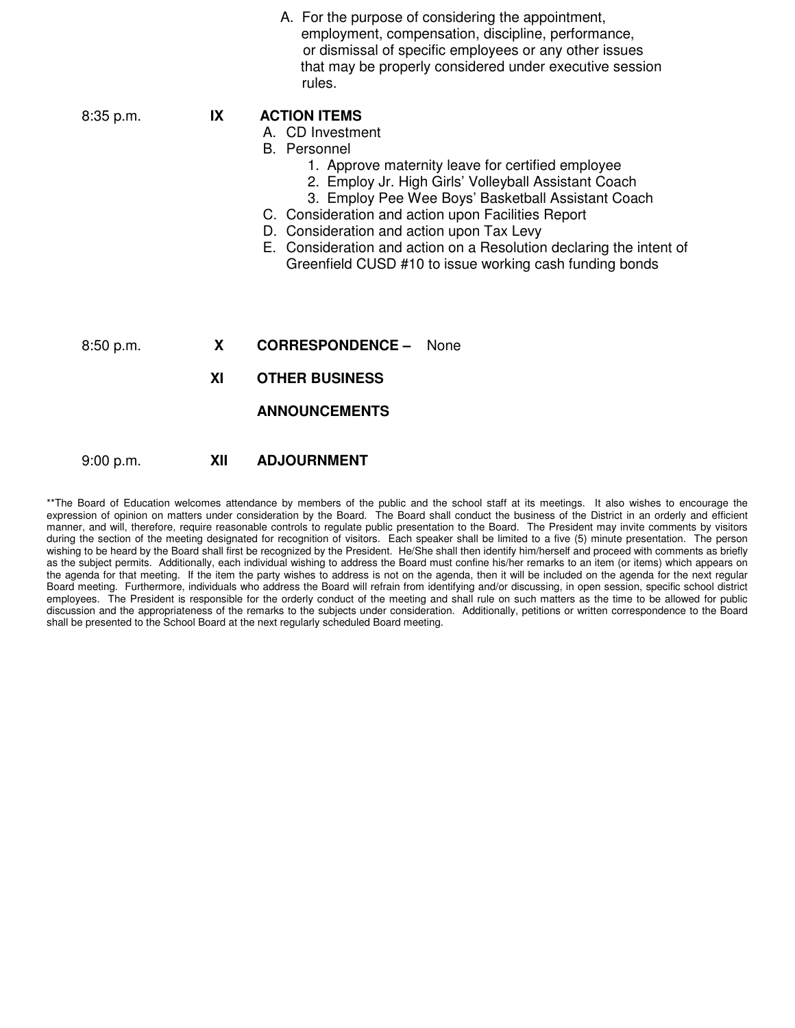A. For the purpose of considering the appointment, employment, compensation, discipline, performance, or dismissal of specific employees or any other issues that may be properly considered under executive session rules.

8:35 p.m. **IX ACTION ITEMS**

A. CD Investment
B. Personnel
   1. Approve maternity leave for certified employee
   2. Employ Jr. High Girls' Volleyball Assistant Coach
   3. Employ Pee Wee Boys' Basketball Assistant Coach
C. Consideration and action upon Facilities Report
D. Consideration and action upon Tax Levy
E. Consideration and action on a Resolution declaring the intent of Greenfield CUSD #10 to issue working cash funding bonds

8:50 p.m. **X CORRESPONDENCE –** None

**XI OTHER BUSINESS**

**ANNOUNCEMENTS**

9:00 p.m. **XII ADJOURNMENT**

**The Board of Education welcomes attendance by members of the public and the school staff at its meetings. It also wishes to encourage the expression of opinion on matters under consideration by the Board. The Board shall conduct the business of the District in an orderly and efficient manner, and will, therefore, require reasonable controls to regulate public presentation to the Board. The President may invite comments by visitors during the section of the meeting designated for recognition of visitors. Each speaker shall be limited to a five (5) minute presentation. The person wishing to be heard by the Board shall first be recognized by the President. He/She shall then identify him/herself and proceed with comments as briefly as the subject permits. Additionally, each individual wishing to address the Board must confine his/her remarks to an item (or items) which appears on the agenda for that meeting. If the item the party wishes to address is not on the agenda, then it will be included on the agenda for the next regular Board meeting. Furthermore, individuals who address the Board will refrain from identifying and/or discussing, in open session, specific school district employees. The President is responsible for the orderly conduct of the meeting and shall rule on such matters as the time to be allowed for public discussion and the appropriateness of the remarks to the subjects under consideration. Additionally, petitions or written correspondence to the Board shall be presented to the School Board at the next regularly scheduled Board meeting.